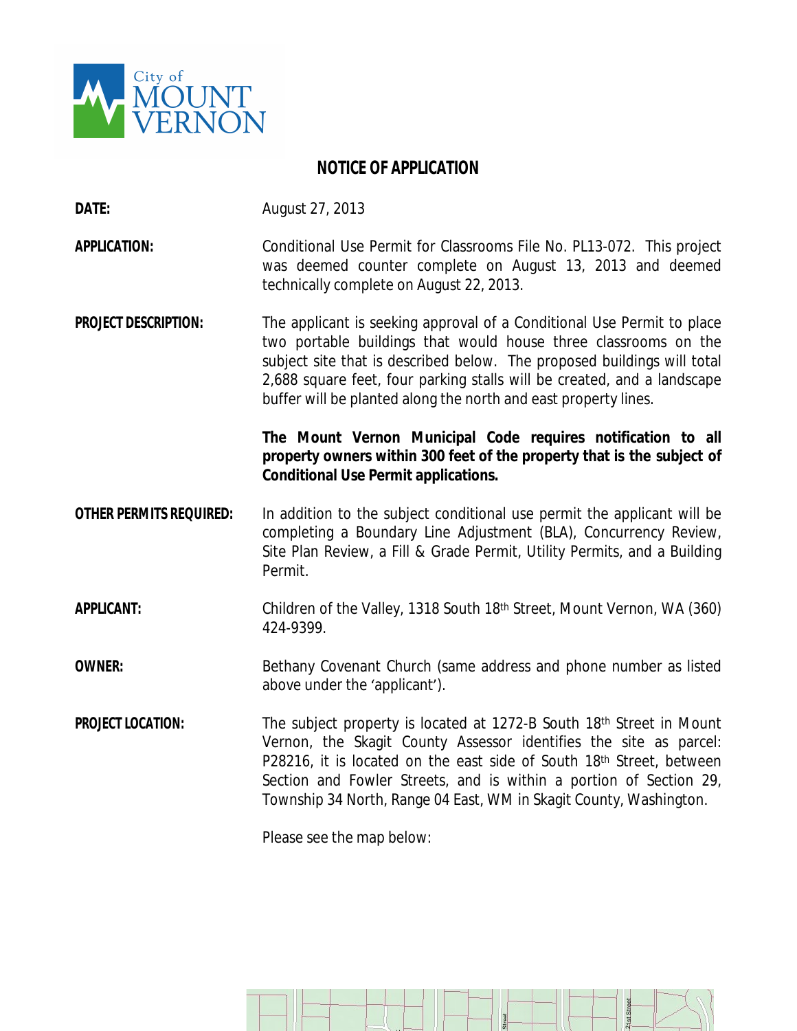City of MOUNT VERNON

# NOTICE OF APPLICATION

**DATE:** August 27, 2013

**APPLICATION:** Conditional Use Permit for Classrooms File No. PL13-072. This project was deemed counter complete on August 13, 2013 and deemed technically complete on August 22, 2013.

**PROJECT DESCRIPTION:** The applicant is seeking approval of a Conditional Use Permit to place two portable buildings that would house three classrooms on the subject site that is described below. The proposed buildings will total 2,688 square feet, four parking stalls will be created, and a landscape buffer will be planted along the north and east property lines.

**The Mount Vernon Municipal Code requires notification to all property owners within 300 feet of the property that is the subject of Conditional Use Permit applications.**

**OTHER PERMITS REQUIRED:** In addition to the subject conditional use permit the applicant will be completing a Boundary Line Adjustment (BLA), Concurrency Review, Site Plan Review, a Fill & Grade Permit, Utility Permits, and a Building Permit.

**APPLICANT:** Children of the Valley, 1318 South 18th Street, Mount Vernon, WA (360) 424-9399.

**OWNER:** Bethany Covenant Church (same address and phone number as listed above under the 'applicant').

**PROJECT LOCATION:** The subject property is located at 1272-B South 18th Street in Mount Vernon, the Skagit County Assessor identifies the site as parcel: P28216, it is located on the east side of South 18th Street, between Section and Fowler Streets, and is within a portion of Section 29, Township 34 North, Range 04 East, WM in Skagit County, Washington.

Please see the map below: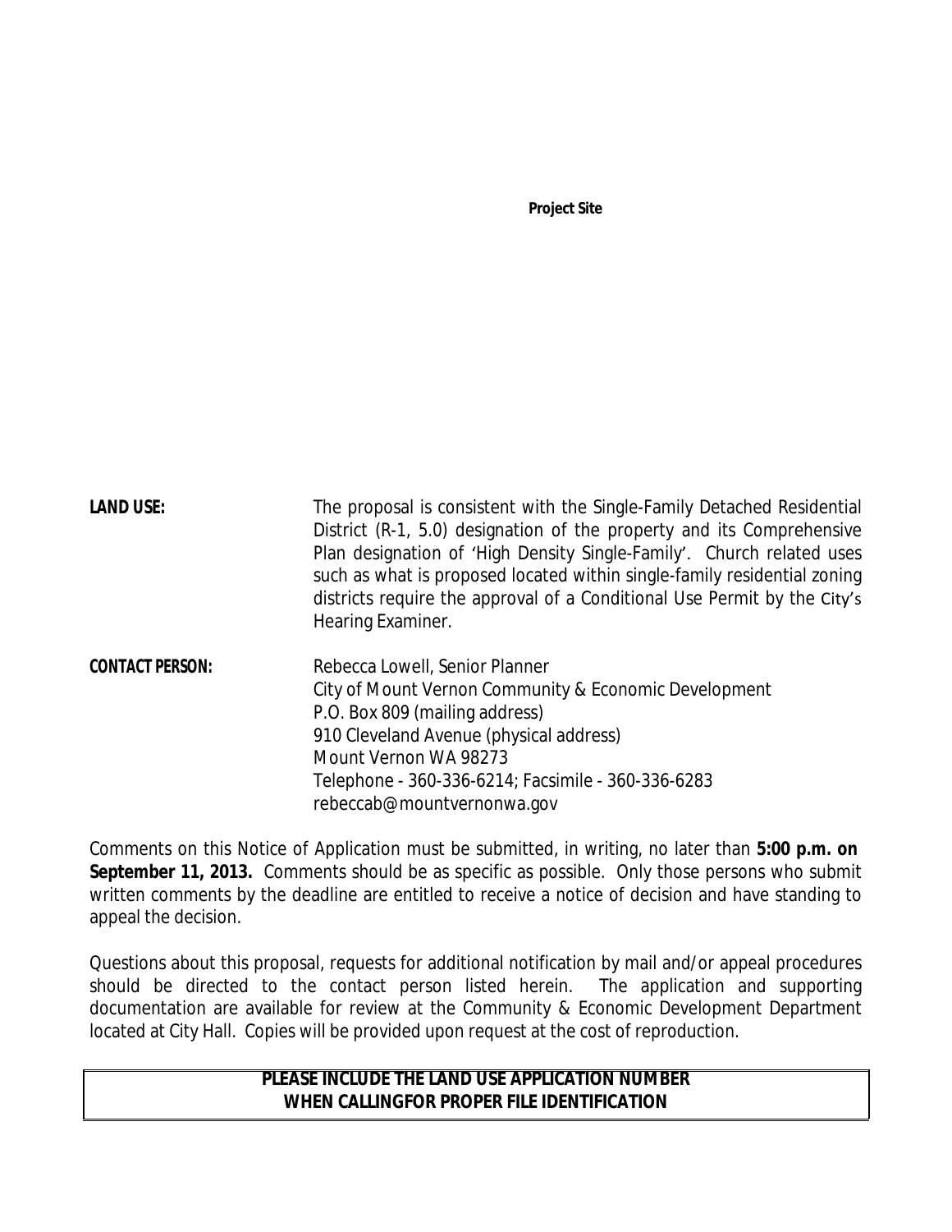**Project Site**

***LAND USE:*** The proposal is consistent with the Single-Family Detached Residential District (R-1, 5.0) designation of the property and its Comprehensive Plan designation of 'High Density Single-Family'. Church related uses such as what is proposed located within single-family residential zoning districts require the approval of a Conditional Use Permit by the City's Hearing Examiner.

***CONTACT PERSON:*** Rebecca Lowell, Senior Planner
City of Mount Vernon Community & Economic Development
P.O. Box 809 (mailing address)
910 Cleveland Avenue (physical address)
Mount Vernon WA 98273
Telephone - 360-336-6214; Facsimile - 360-336-6283
rebeccab@mountvernonwa.gov

Comments on this Notice of Application must be submitted, in writing, no later than **5:00 p.m. on September 11, 2013.** Comments should be as specific as possible. Only those persons who submit written comments by the deadline are entitled to receive a notice of decision and have standing to appeal the decision.

Questions about this proposal, requests for additional notification by mail and/or appeal procedures should be directed to the contact person listed herein. The application and supporting documentation are available for review at the Community & Economic Development Department located at City Hall. Copies will be provided upon request at the cost of reproduction.

**PLEASE INCLUDE THE LAND USE APPLICATION NUMBER WHEN CALLINGFOR PROPER FILE IDENTIFICATION**